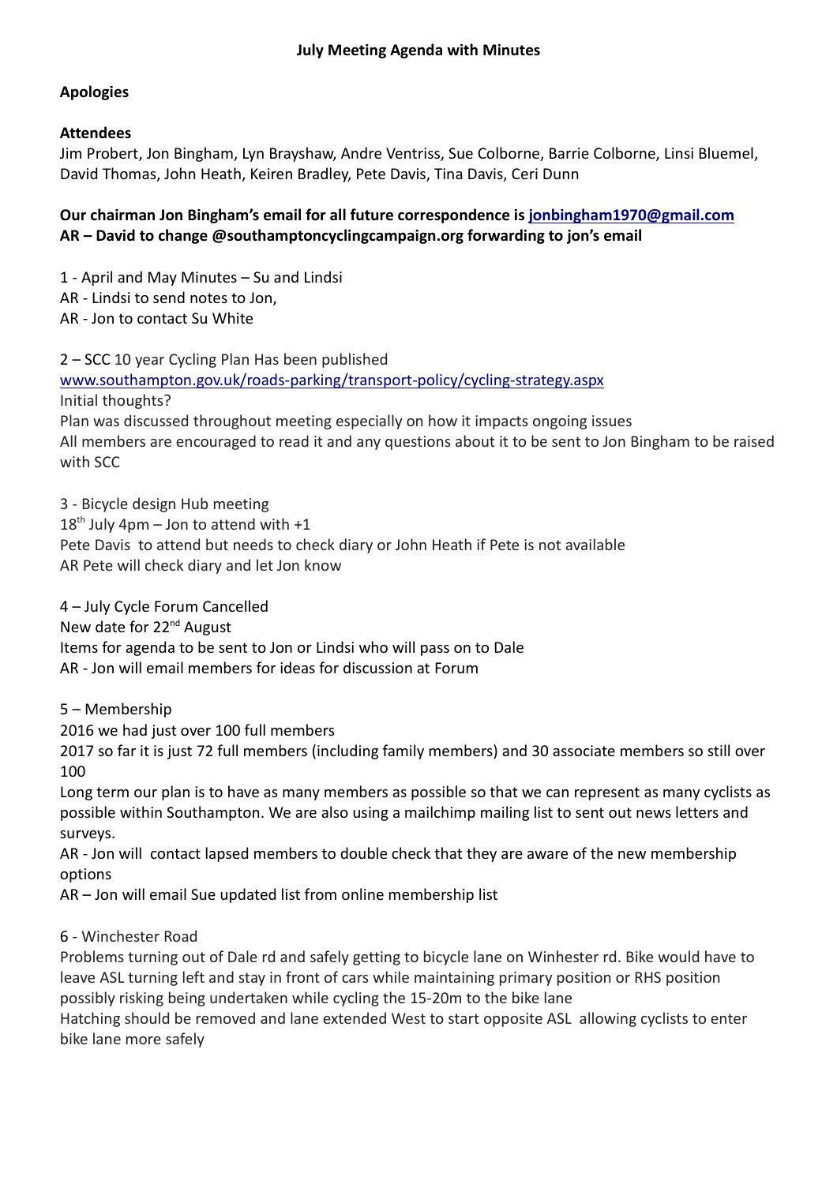# July Meeting Agenda with Minutes

**Apologies**

**Attendees**

Jim Probert, Jon Bingham, Lyn Brayshaw, Andre Ventriss, Sue Colborne, Barrie Colborne, Linsi Bluemel, David Thomas, John Heath, Keiren Bradley, Pete Davis, Tina Davis, Ceri Dunn

**Our chairman Jon Bingham's email for all future correspondence is [jonbingham1970@gmail.com](mailto:jonbingham1970@gmail.com)**
**AR – David to change @southamptoncyclingcampaign.org forwarding to jon's email**

1 - April and May Minutes – Su and Lindsi
AR - Lindsi to send notes to Jon,
AR - Jon to contact Su White

2 – SCC 10 year Cycling Plan Has been published
[www.southampton.gov.uk/roads-parking/transport-policy/cycling-strategy.aspx](http://www.southampton.gov.uk/roads-parking/transport-policy/cycling-strategy.aspx)
Initial thoughts?
Plan was discussed throughout meeting especially on how it impacts ongoing issues
All members are encouraged to read it and any questions about it to be sent to Jon Bingham to be raised with SCC

3 - Bicycle design Hub meeting
18th July 4pm – Jon to attend with +1
Pete Davis to attend but needs to check diary or John Heath if Pete is not available
AR Pete will check diary and let Jon know

4 – July Cycle Forum Cancelled
New date for 22nd August
Items for agenda to be sent to Jon or Lindsi who will pass on to Dale
AR - Jon will email members for ideas for discussion at Forum

5 – Membership
2016 we had just over 100 full members
2017 so far it is just 72 full members (including family members) and 30 associate members so still over 100
Long term our plan is to have as many members as possible so that we can represent as many cyclists as possible within Southampton. We are also using a mailchimp mailing list to sent out news letters and surveys.
AR - Jon will contact lapsed members to double check that they are aware of the new membership options
AR – Jon will email Sue updated list from online membership list

6 - Winchester Road
Problems turning out of Dale rd and safely getting to bicycle lane on Winhester rd. Bike would have to leave ASL turning left and stay in front of cars while maintaining primary position or RHS position possibly risking being undertaken while cycling the 15-20m to the bike lane
Hatching should be removed and lane extended West to start opposite ASL allowing cyclists to enter bike lane more safely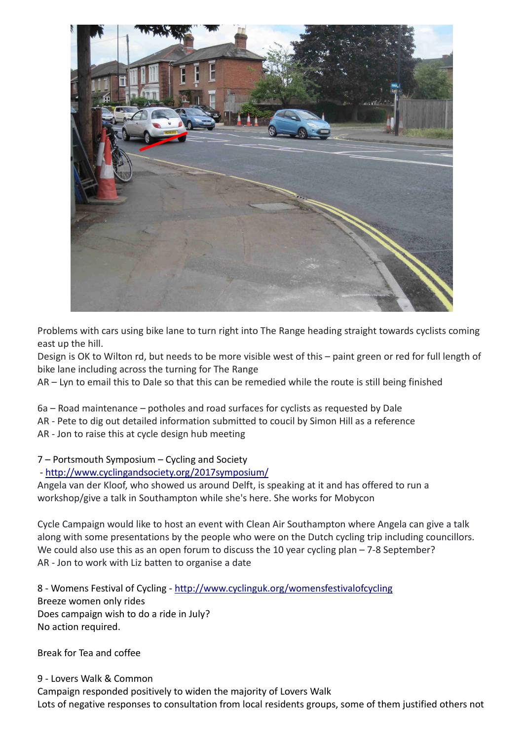Problems with cars using bike lane to turn right into The Range heading straight towards cyclists coming east up the hill.
Design is OK to Wilton rd, but needs to be more visible west of this – paint green or red for full length of bike lane including across the turning for The Range
AR – Lyn to email this to Dale so that this can be remedied while the route is still being finished

6a – Road maintenance – potholes and road surfaces for cyclists as requested by Dale
AR - Pete to dig out detailed information submitted to coucil by Simon Hill as a reference
AR - Jon to raise this at cycle design hub meeting

7 – Portsmouth Symposium – Cycling and Society
- http://www.cyclingandsociety.org/2017symposium/
Angela van der Kloof, who showed us around Delft, is speaking at it and has offered to run a workshop/give a talk in Southampton while she's here. She works for Mobycon

Cycle Campaign would like to host an event with Clean Air Southampton where Angela can give a talk along with some presentations by the people who were on the Dutch cycling trip including councillors. We could also use this as an open forum to discuss the 10 year cycling plan – 7-8 September?
AR - Jon to work with Liz batten to organise a date

8 - Womens Festival of Cycling - http://www.cyclinguk.org/womensfestivalofcycling
Breeze women only rides
Does campaign wish to do a ride in July?
No action required.

Break for Tea and coffee

9 - Lovers Walk & Common
Campaign responded positively to widen the majority of Lovers Walk
Lots of negative responses to consultation from local residents groups, some of them justified others not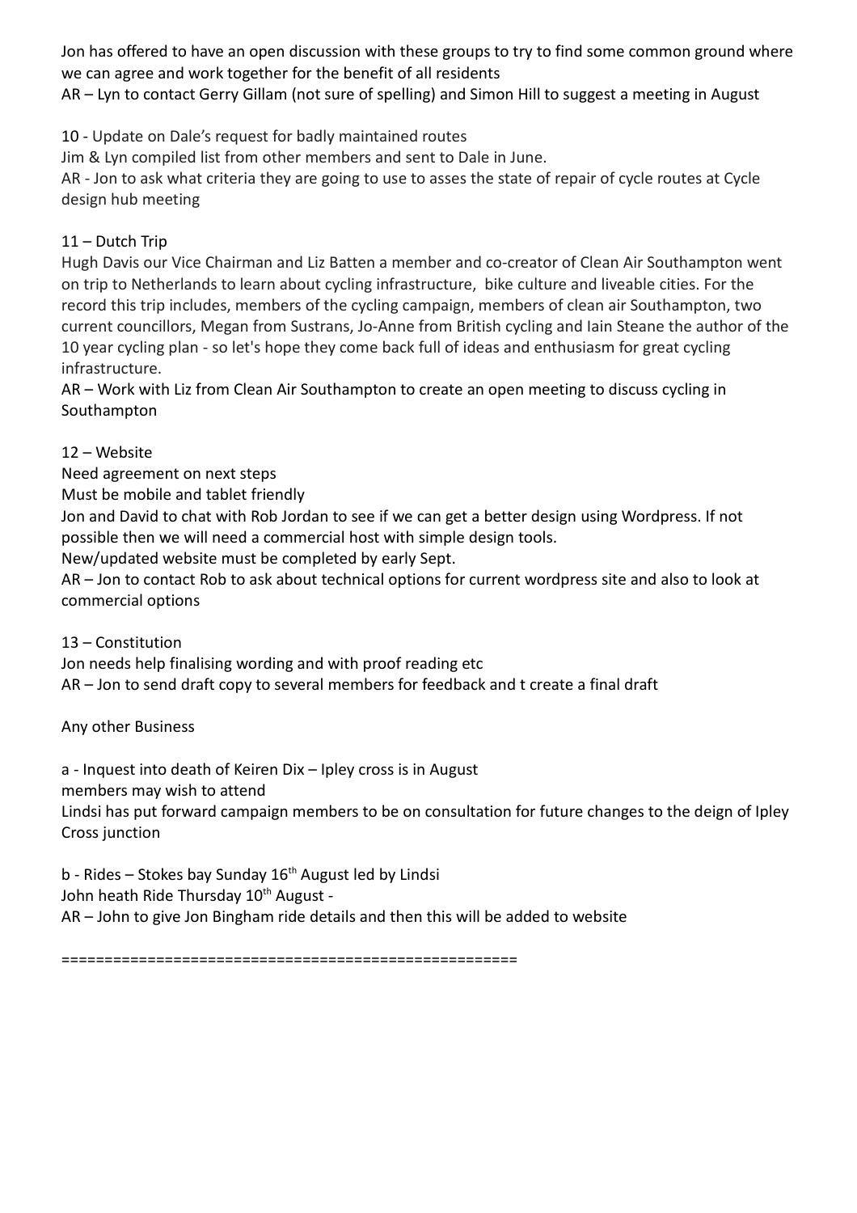Jon has offered to have an open discussion with these groups to try to find some common ground where we can agree and work together for the benefit of all residents

AR – Lyn to contact Gerry Gillam (not sure of spelling) and Simon Hill to suggest a meeting in August

10 - Update on Dale's request for badly maintained routes

Jim & Lyn compiled list from other members and sent to Dale in June.

AR - Jon to ask what criteria they are going to use to asses the state of repair of cycle routes at Cycle design hub meeting

11 – Dutch Trip

Hugh Davis our Vice Chairman and Liz Batten a member and co-creator of Clean Air Southampton went on trip to Netherlands to learn about cycling infrastructure, bike culture and liveable cities. For the record this trip includes, members of the cycling campaign, members of clean air Southampton, two current councillors, Megan from Sustrans, Jo-Anne from British cycling and Iain Steane the author of the 10 year cycling plan - so let's hope they come back full of ideas and enthusiasm for great cycling infrastructure.

AR – Work with Liz from Clean Air Southampton to create an open meeting to discuss cycling in Southampton

12 – Website

Need agreement on next steps

Must be mobile and tablet friendly

Jon and David to chat with Rob Jordan to see if we can get a better design using Wordpress. If not possible then we will need a commercial host with simple design tools.

New/updated website must be completed by early Sept.

AR – Jon to contact Rob to ask about technical options for current wordpress site and also to look at commercial options

13 – Constitution

Jon needs help finalising wording and with proof reading etc

AR – Jon to send draft copy to several members for feedback and t create a final draft

Any other Business

a - Inquest into death of Keiren Dix – Ipley cross is in August

members may wish to attend

Lindsi has put forward campaign members to be on consultation for future changes to the deign of Ipley Cross junction

b - Rides – Stokes bay Sunday 16th August led by Lindsi

John heath Ride Thursday 10th August -

AR – John to give Jon Bingham ride details and then this will be added to website

====================================================